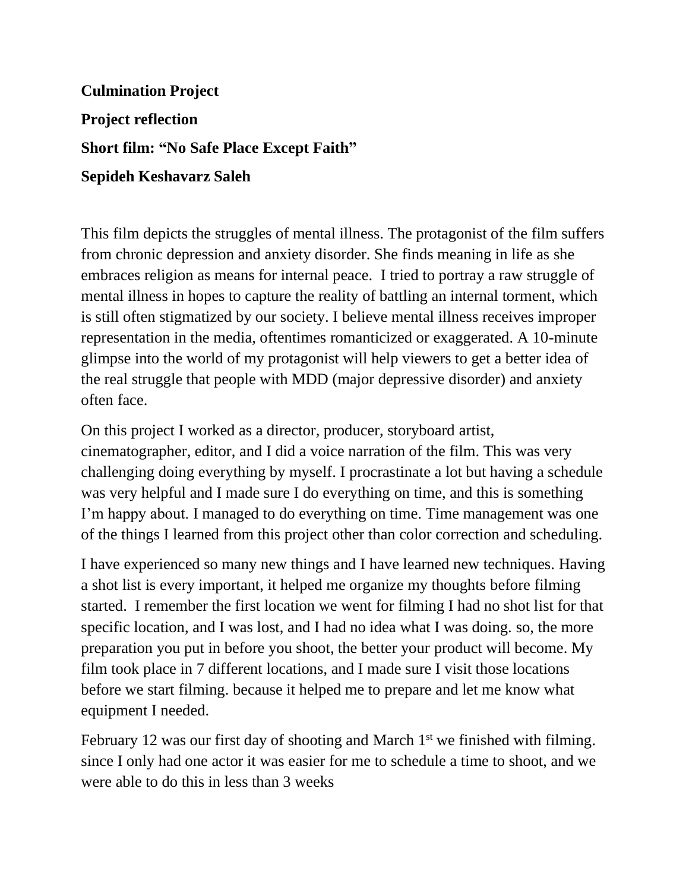**Culmination Project**

**Project reflection**

**Short film: "No Safe Place Except Faith"**

**Sepideh Keshavarz Saleh**

This film depicts the struggles of mental illness. The protagonist of the film suffers from chronic depression and anxiety disorder. She finds meaning in life as she embraces religion as means for internal peace. I tried to portray a raw struggle of mental illness in hopes to capture the reality of battling an internal torment, which is still often stigmatized by our society. I believe mental illness receives improper representation in the media, oftentimes romanticized or exaggerated. A 10-minute glimpse into the world of my protagonist will help viewers to get a better idea of the real struggle that people with MDD (major depressive disorder) and anxiety often face.

On this project I worked as a director, producer, storyboard artist, cinematographer, editor, and I did a voice narration of the film. This was very challenging doing everything by myself. I procrastinate a lot but having a schedule was very helpful and I made sure I do everything on time, and this is something I'm happy about. I managed to do everything on time. Time management was one of the things I learned from this project other than color correction and scheduling.

I have experienced so many new things and I have learned new techniques. Having a shot list is every important, it helped me organize my thoughts before filming started. I remember the first location we went for filming I had no shot list for that specific location, and I was lost, and I had no idea what I was doing. so, the more preparation you put in before you shoot, the better your product will become. My film took place in 7 different locations, and I made sure I visit those locations before we start filming. because it helped me to prepare and let me know what equipment I needed.

February 12 was our first day of shooting and March 1st we finished with filming. since I only had one actor it was easier for me to schedule a time to shoot, and we were able to do this in less than 3 weeks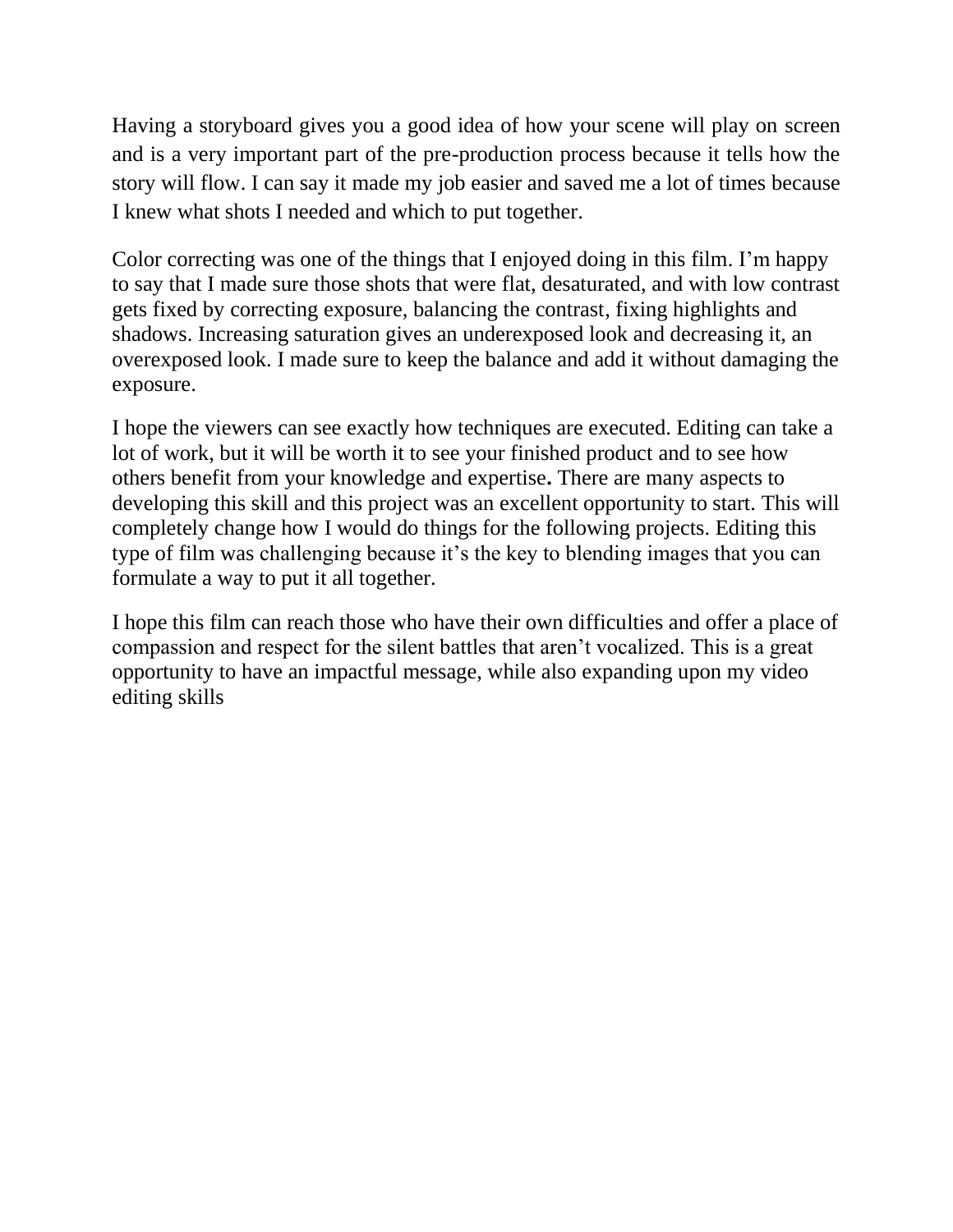Having a storyboard gives you a good idea of how your scene will play on screen and is a very important part of the pre-production process because it tells how the story will flow. I can say it made my job easier and saved me a lot of times because I knew what shots I needed and which to put together.

Color correcting was one of the things that I enjoyed doing in this film. I'm happy to say that I made sure those shots that were flat, desaturated, and with low contrast gets fixed by correcting exposure, balancing the contrast, fixing highlights and shadows. Increasing saturation gives an underexposed look and decreasing it, an overexposed look. I made sure to keep the balance and add it without damaging the exposure.

I hope the viewers can see exactly how techniques are executed. Editing can take a lot of work, but it will be worth it to see your finished product and to see how others benefit from your knowledge and expertise**.** There are many aspects to developing this skill and this project was an excellent opportunity to start. This will completely change how I would do things for the following projects. Editing this type of film was challenging because it's the key to blending images that you can formulate a way to put it all together.

I hope this film can reach those who have their own difficulties and offer a place of compassion and respect for the silent battles that aren't vocalized. This is a great opportunity to have an impactful message, while also expanding upon my video editing skills